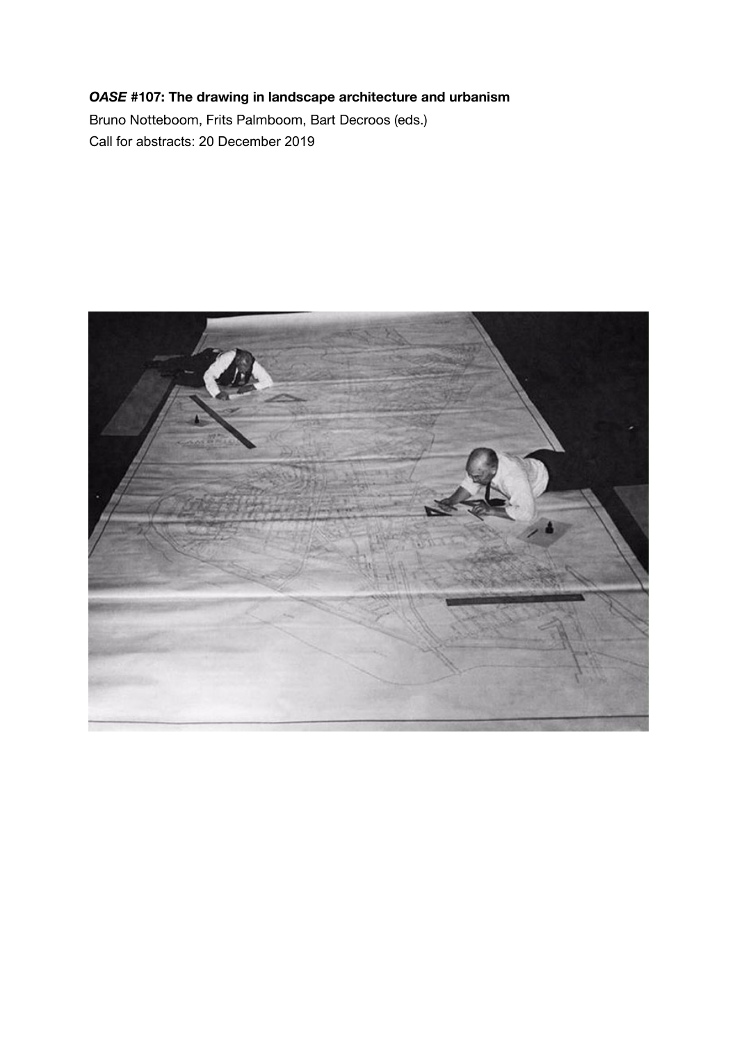***OASE* #107: The drawing in landscape architecture and urbanism**

Bruno Notteboom, Frits Palmboom, Bart Decroos (eds.)

Call for abstracts: 20 December 2019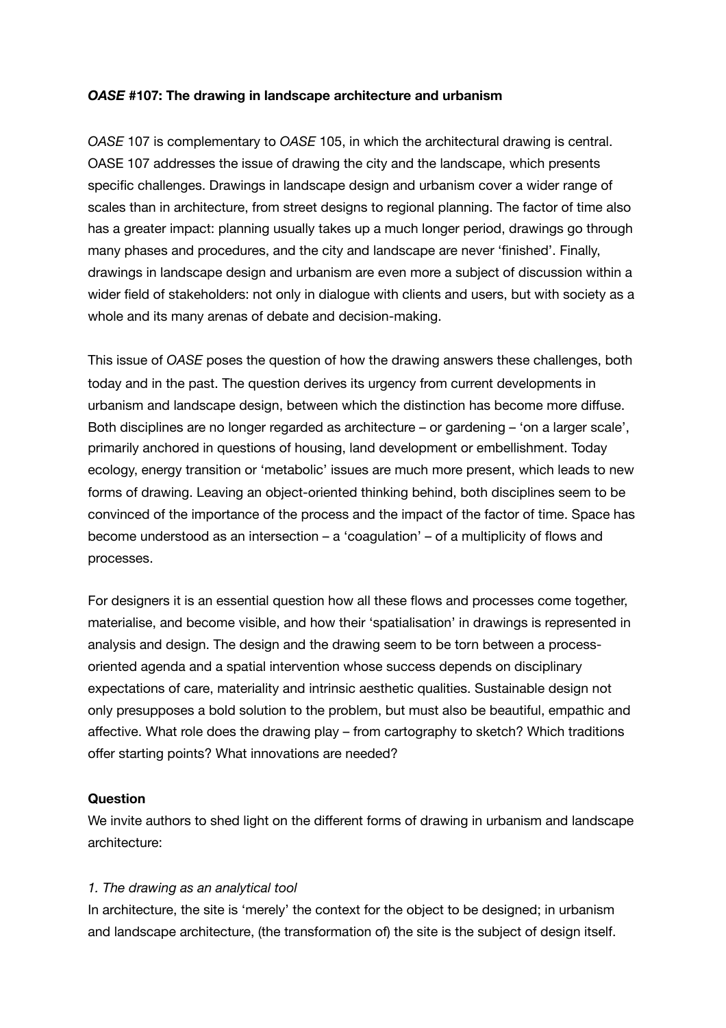***OASE* #107: The drawing in landscape architecture and urbanism**

*OASE* 107 is complementary to *OASE* 105, in which the architectural drawing is central. OASE 107 addresses the issue of drawing the city and the landscape, which presents specific challenges. Drawings in landscape design and urbanism cover a wider range of scales than in architecture, from street designs to regional planning. The factor of time also has a greater impact: planning usually takes up a much longer period, drawings go through many phases and procedures, and the city and landscape are never 'finished'. Finally, drawings in landscape design and urbanism are even more a subject of discussion within a wider field of stakeholders: not only in dialogue with clients and users, but with society as a whole and its many arenas of debate and decision-making.

This issue of *OASE* poses the question of how the drawing answers these challenges, both today and in the past. The question derives its urgency from current developments in urbanism and landscape design, between which the distinction has become more diffuse. Both disciplines are no longer regarded as architecture – or gardening – 'on a larger scale', primarily anchored in questions of housing, land development or embellishment. Today ecology, energy transition or 'metabolic' issues are much more present, which leads to new forms of drawing. Leaving an object-oriented thinking behind, both disciplines seem to be convinced of the importance of the process and the impact of the factor of time. Space has become understood as an intersection – a 'coagulation' – of a multiplicity of flows and processes.

For designers it is an essential question how all these flows and processes come together, materialise, and become visible, and how their 'spatialisation' in drawings is represented in analysis and design. The design and the drawing seem to be torn between a process-oriented agenda and a spatial intervention whose success depends on disciplinary expectations of care, materiality and intrinsic aesthetic qualities. Sustainable design not only presupposes a bold solution to the problem, but must also be beautiful, empathic and affective. What role does the drawing play – from cartography to sketch? Which traditions offer starting points? What innovations are needed?

**Question**

We invite authors to shed light on the different forms of drawing in urbanism and landscape architecture:

*1. The drawing as an analytical tool*

In architecture, the site is 'merely' the context for the object to be designed; in urbanism and landscape architecture, (the transformation of) the site is the subject of design itself.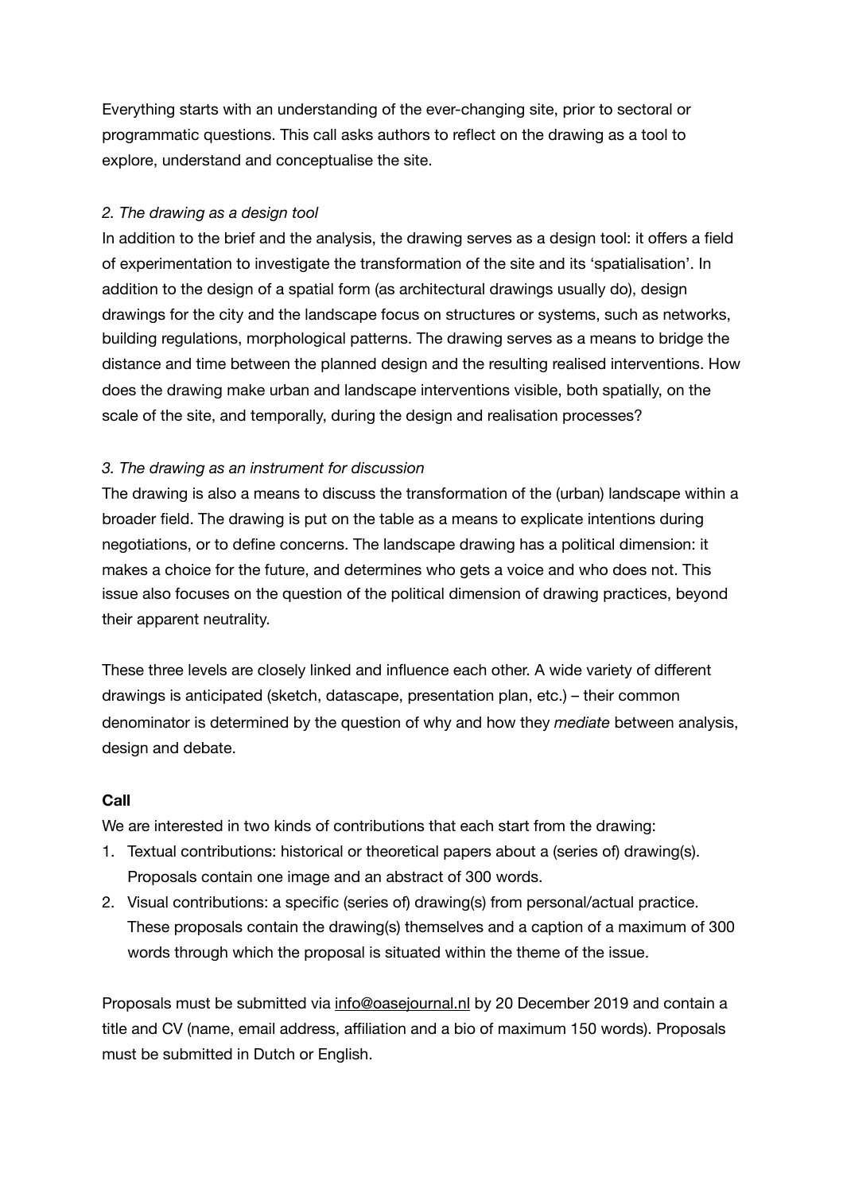Everything starts with an understanding of the ever-changing site, prior to sectoral or programmatic questions. This call asks authors to reflect on the drawing as a tool to explore, understand and conceptualise the site.

*2. The drawing as a design tool*

In addition to the brief and the analysis, the drawing serves as a design tool: it offers a field of experimentation to investigate the transformation of the site and its 'spatialisation'. In addition to the design of a spatial form (as architectural drawings usually do), design drawings for the city and the landscape focus on structures or systems, such as networks, building regulations, morphological patterns. The drawing serves as a means to bridge the distance and time between the planned design and the resulting realised interventions. How does the drawing make urban and landscape interventions visible, both spatially, on the scale of the site, and temporally, during the design and realisation processes?

*3. The drawing as an instrument for discussion*

The drawing is also a means to discuss the transformation of the (urban) landscape within a broader field. The drawing is put on the table as a means to explicate intentions during negotiations, or to define concerns. The landscape drawing has a political dimension: it makes a choice for the future, and determines who gets a voice and who does not. This issue also focuses on the question of the political dimension of drawing practices, beyond their apparent neutrality.

These three levels are closely linked and influence each other. A wide variety of different drawings is anticipated (sketch, datascape, presentation plan, etc.) – their common denominator is determined by the question of why and how they *mediate* between analysis, design and debate.

**Call**

We are interested in two kinds of contributions that each start from the drawing:

1. Textual contributions: historical or theoretical papers about a (series of) drawing(s). Proposals contain one image and an abstract of 300 words.
2. Visual contributions: a specific (series of) drawing(s) from personal/actual practice. These proposals contain the drawing(s) themselves and a caption of a maximum of 300 words through which the proposal is situated within the theme of the issue.

Proposals must be submitted via info@oasejournal.nl by 20 December 2019 and contain a title and CV (name, email address, affiliation and a bio of maximum 150 words). Proposals must be submitted in Dutch or English.